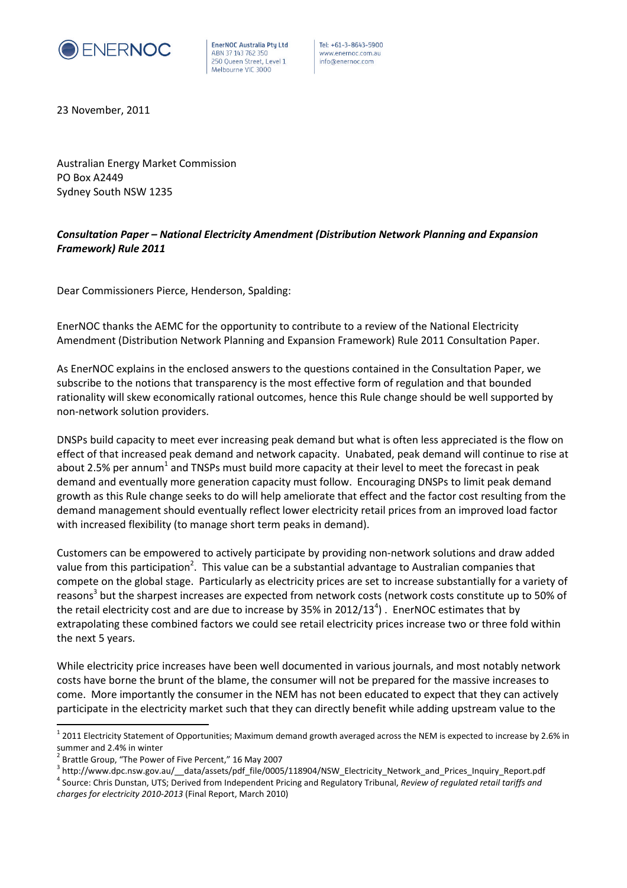ENERNOC

EnerNOC Australia Pty Ltd
ABN 37 143 762 350
250 Queen Street, Level 1
Melbourne VIC 3000

Tel: +61-3-8643-5900
www.enernoc.com.au
info@enernoc.com

23 November, 2011

Australian Energy Market Commission
PO Box A2449
Sydney South NSW 1235

***Consultation Paper – National Electricity Amendment (Distribution Network Planning and Expansion Framework) Rule 2011***

Dear Commissioners Pierce, Henderson, Spalding:

EnerNOC thanks the AEMC for the opportunity to contribute to a review of the National Electricity Amendment (Distribution Network Planning and Expansion Framework) Rule 2011 Consultation Paper.

As EnerNOC explains in the enclosed answers to the questions contained in the Consultation Paper, we subscribe to the notions that transparency is the most effective form of regulation and that bounded rationality will skew economically rational outcomes, hence this Rule change should be well supported by non-network solution providers.

DNSPs build capacity to meet ever increasing peak demand but what is often less appreciated is the flow on effect of that increased peak demand and network capacity. Unabated, peak demand will continue to rise at about 2.5% per annum[1] and TNSPs must build more capacity at their level to meet the forecast in peak demand and eventually more generation capacity must follow. Encouraging DNSPs to limit peak demand growth as this Rule change seeks to do will help ameliorate that effect and the factor cost resulting from the demand management should eventually reflect lower electricity retail prices from an improved load factor with increased flexibility (to manage short term peaks in demand).

Customers can be empowered to actively participate by providing non-network solutions and draw added value from this participation[2]. This value can be a substantial advantage to Australian companies that compete on the global stage. Particularly as electricity prices are set to increase substantially for a variety of reasons[3] but the sharpest increases are expected from network costs (network costs constitute up to 50% of the retail electricity cost and are due to increase by 35% in 2012/13[4]) . EnerNOC estimates that by extrapolating these combined factors we could see retail electricity prices increase two or three fold within the next 5 years.

While electricity price increases have been well documented in various journals, and most notably network costs have borne the brunt of the blame, the consumer will not be prepared for the massive increases to come. More importantly the consumer in the NEM has not been educated to expect that they can actively participate in the electricity market such that they can directly benefit while adding upstream value to the

[1] 2011 Electricity Statement of Opportunities; Maximum demand growth averaged across the NEM is expected to increase by 2.6% in summer and 2.4% in winter

[2] Brattle Group, "The Power of Five Percent," 16 May 2007

[3] http://www.dpc.nsw.gov.au/__data/assets/pdf_file/0005/118904/NSW_Electricity_Network_and_Prices_Inquiry_Report.pdf

[4] Source: Chris Dunstan, UTS; Derived from Independent Pricing and Regulatory Tribunal, *Review of regulated retail tariffs and charges for electricity 2010-2013* (Final Report, March 2010)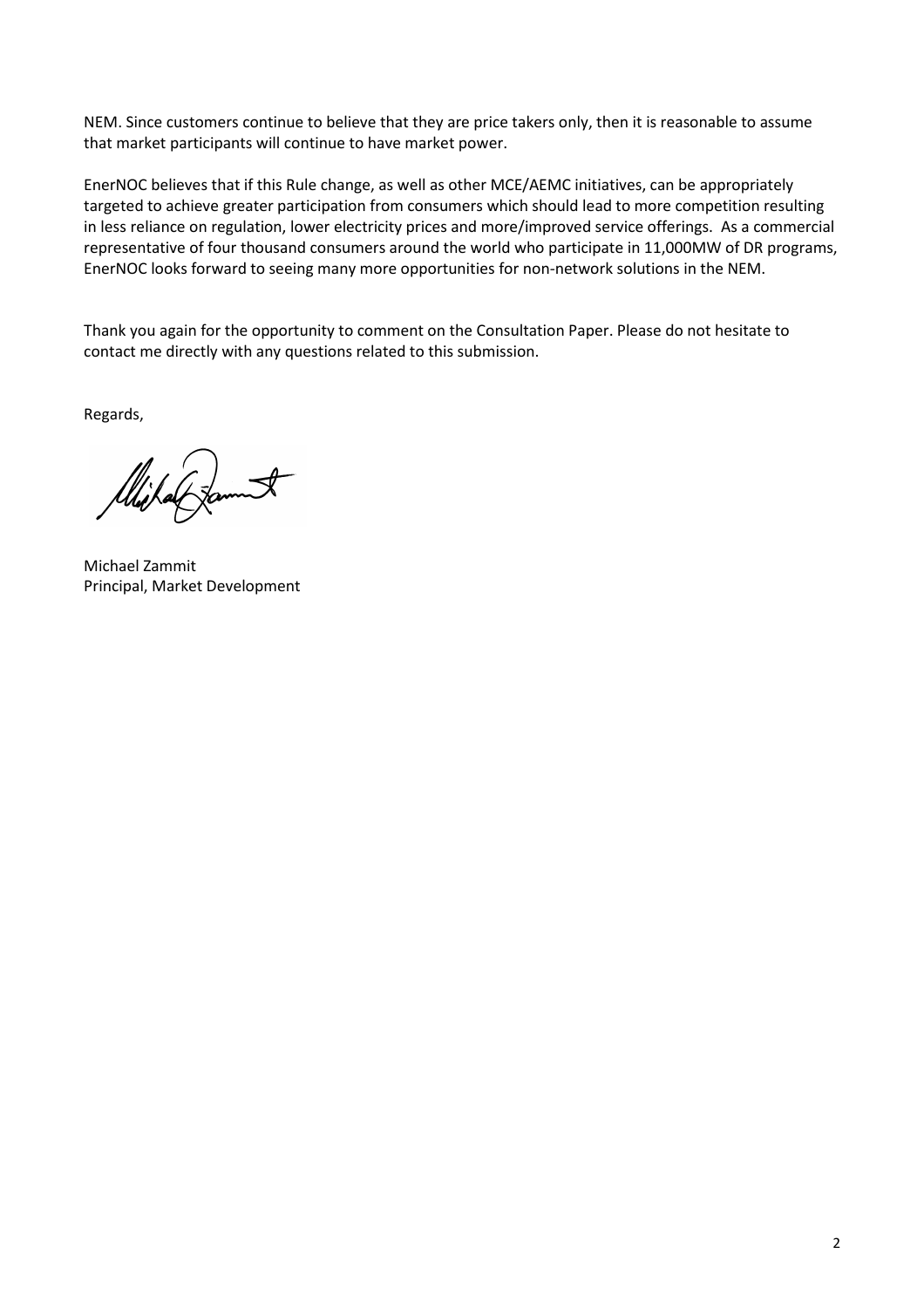NEM. Since customers continue to believe that they are price takers only, then it is reasonable to assume that market participants will continue to have market power.

EnerNOC believes that if this Rule change, as well as other MCE/AEMC initiatives, can be appropriately targeted to achieve greater participation from consumers which should lead to more competition resulting in less reliance on regulation, lower electricity prices and more/improved service offerings. As a commercial representative of four thousand consumers around the world who participate in 11,000MW of DR programs, EnerNOC looks forward to seeing many more opportunities for non-network solutions in the NEM.

Thank you again for the opportunity to comment on the Consultation Paper. Please do not hesitate to contact me directly with any questions related to this submission.

Regards,

Michael Zammit
Principal, Market Development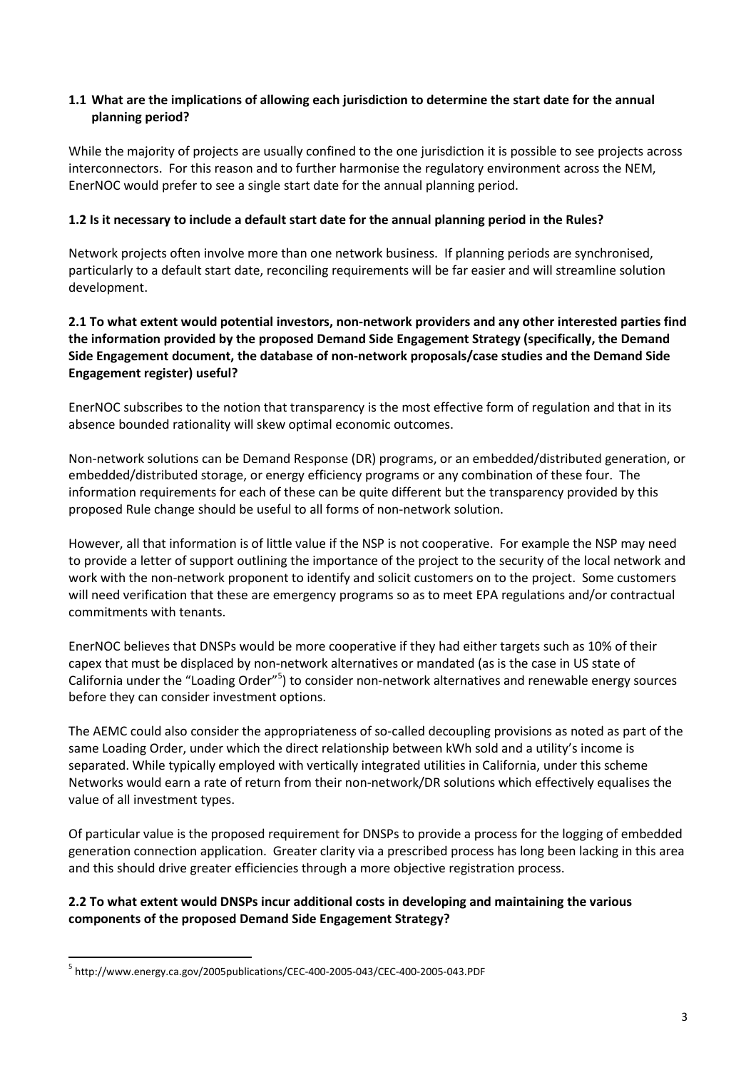### 1.1 What are the implications of allowing each jurisdiction to determine the start date for the annual planning period?

While the majority of projects are usually confined to the one jurisdiction it is possible to see projects across interconnectors. For this reason and to further harmonise the regulatory environment across the NEM, EnerNOC would prefer to see a single start date for the annual planning period.

### 1.2 Is it necessary to include a default start date for the annual planning period in the Rules?

Network projects often involve more than one network business. If planning periods are synchronised, particularly to a default start date, reconciling requirements will be far easier and will streamline solution development.

### 2.1 To what extent would potential investors, non-network providers and any other interested parties find the information provided by the proposed Demand Side Engagement Strategy (specifically, the Demand Side Engagement document, the database of non-network proposals/case studies and the Demand Side Engagement register) useful?

EnerNOC subscribes to the notion that transparency is the most effective form of regulation and that in its absence bounded rationality will skew optimal economic outcomes.

Non-network solutions can be Demand Response (DR) programs, or an embedded/distributed generation, or embedded/distributed storage, or energy efficiency programs or any combination of these four. The information requirements for each of these can be quite different but the transparency provided by this proposed Rule change should be useful to all forms of non-network solution.

However, all that information is of little value if the NSP is not cooperative. For example the NSP may need to provide a letter of support outlining the importance of the project to the security of the local network and work with the non-network proponent to identify and solicit customers on to the project. Some customers will need verification that these are emergency programs so as to meet EPA regulations and/or contractual commitments with tenants.

EnerNOC believes that DNSPs would be more cooperative if they had either targets such as 10% of their capex that must be displaced by non-network alternatives or mandated (as is the case in US state of California under the "Loading Order"[5]) to consider non-network alternatives and renewable energy sources before they can consider investment options.

The AEMC could also consider the appropriateness of so-called decoupling provisions as noted as part of the same Loading Order, under which the direct relationship between kWh sold and a utility's income is separated. While typically employed with vertically integrated utilities in California, under this scheme Networks would earn a rate of return from their non-network/DR solutions which effectively equalises the value of all investment types.

Of particular value is the proposed requirement for DNSPs to provide a process for the logging of embedded generation connection application. Greater clarity via a prescribed process has long been lacking in this area and this should drive greater efficiencies through a more objective registration process.

### 2.2 To what extent would DNSPs incur additional costs in developing and maintaining the various components of the proposed Demand Side Engagement Strategy?

[5] http://www.energy.ca.gov/2005publications/CEC-400-2005-043/CEC-400-2005-043.PDF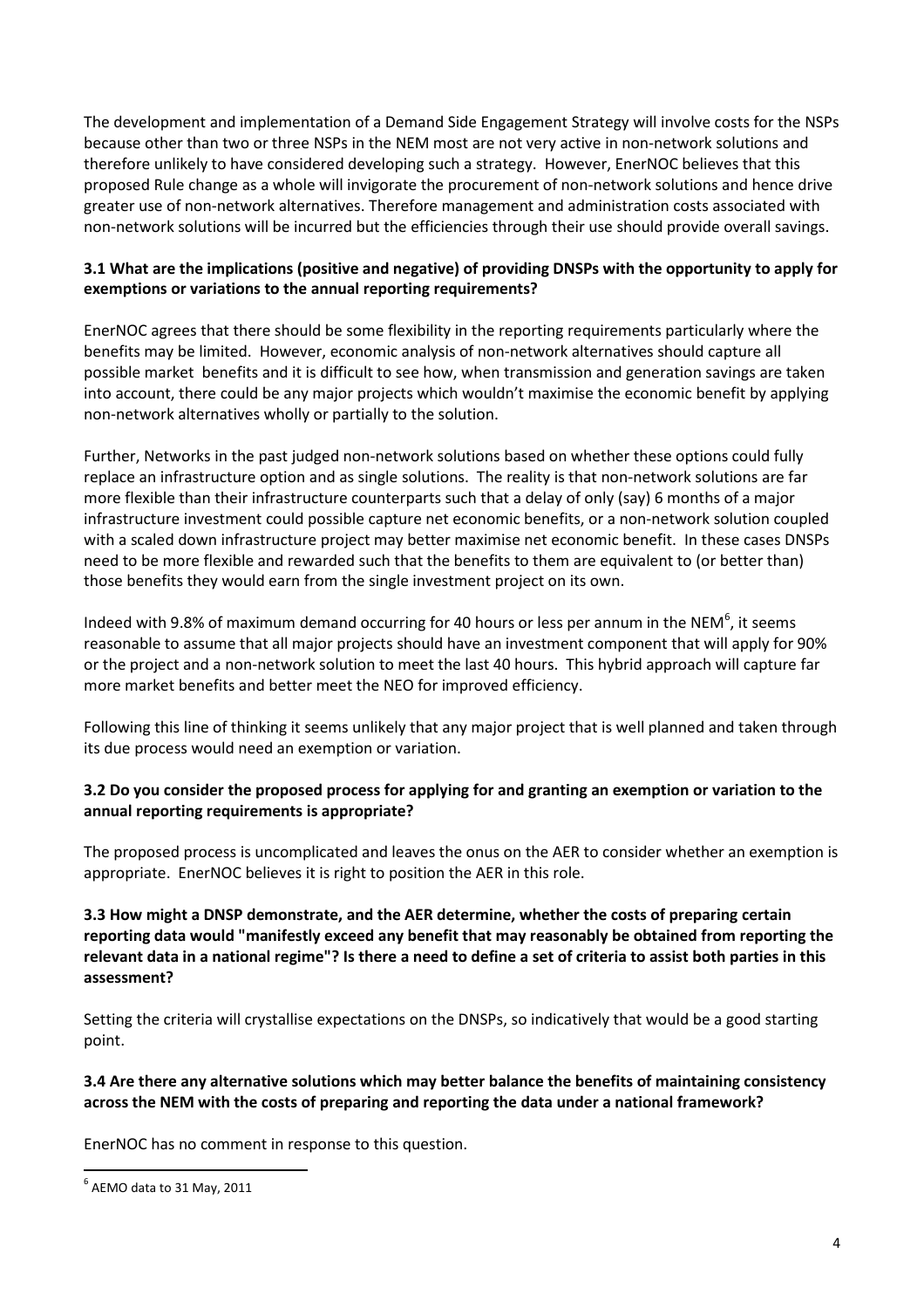The development and implementation of a Demand Side Engagement Strategy will involve costs for the NSPs because other than two or three NSPs in the NEM most are not very active in non-network solutions and therefore unlikely to have considered developing such a strategy. However, EnerNOC believes that this proposed Rule change as a whole will invigorate the procurement of non-network solutions and hence drive greater use of non-network alternatives. Therefore management and administration costs associated with non-network solutions will be incurred but the efficiencies through their use should provide overall savings.

**3.1 What are the implications (positive and negative) of providing DNSPs with the opportunity to apply for exemptions or variations to the annual reporting requirements?**

EnerNOC agrees that there should be some flexibility in the reporting requirements particularly where the benefits may be limited. However, economic analysis of non-network alternatives should capture all possible market benefits and it is difficult to see how, when transmission and generation savings are taken into account, there could be any major projects which wouldn't maximise the economic benefit by applying non-network alternatives wholly or partially to the solution.

Further, Networks in the past judged non-network solutions based on whether these options could fully replace an infrastructure option and as single solutions. The reality is that non-network solutions are far more flexible than their infrastructure counterparts such that a delay of only (say) 6 months of a major infrastructure investment could possible capture net economic benefits, or a non-network solution coupled with a scaled down infrastructure project may better maximise net economic benefit. In these cases DNSPs need to be more flexible and rewarded such that the benefits to them are equivalent to (or better than) those benefits they would earn from the single investment project on its own.

Indeed with 9.8% of maximum demand occurring for 40 hours or less per annum in the NEM[6], it seems reasonable to assume that all major projects should have an investment component that will apply for 90% or the project and a non-network solution to meet the last 40 hours. This hybrid approach will capture far more market benefits and better meet the NEO for improved efficiency.

Following this line of thinking it seems unlikely that any major project that is well planned and taken through its due process would need an exemption or variation.

**3.2 Do you consider the proposed process for applying for and granting an exemption or variation to the annual reporting requirements is appropriate?**

The proposed process is uncomplicated and leaves the onus on the AER to consider whether an exemption is appropriate. EnerNOC believes it is right to position the AER in this role.

**3.3 How might a DNSP demonstrate, and the AER determine, whether the costs of preparing certain reporting data would "manifestly exceed any benefit that may reasonably be obtained from reporting the relevant data in a national regime"? Is there a need to define a set of criteria to assist both parties in this assessment?**

Setting the criteria will crystallise expectations on the DNSPs, so indicatively that would be a good starting point.

**3.4 Are there any alternative solutions which may better balance the benefits of maintaining consistency across the NEM with the costs of preparing and reporting the data under a national framework?**

EnerNOC has no comment in response to this question.

[6] AEMO data to 31 May, 2011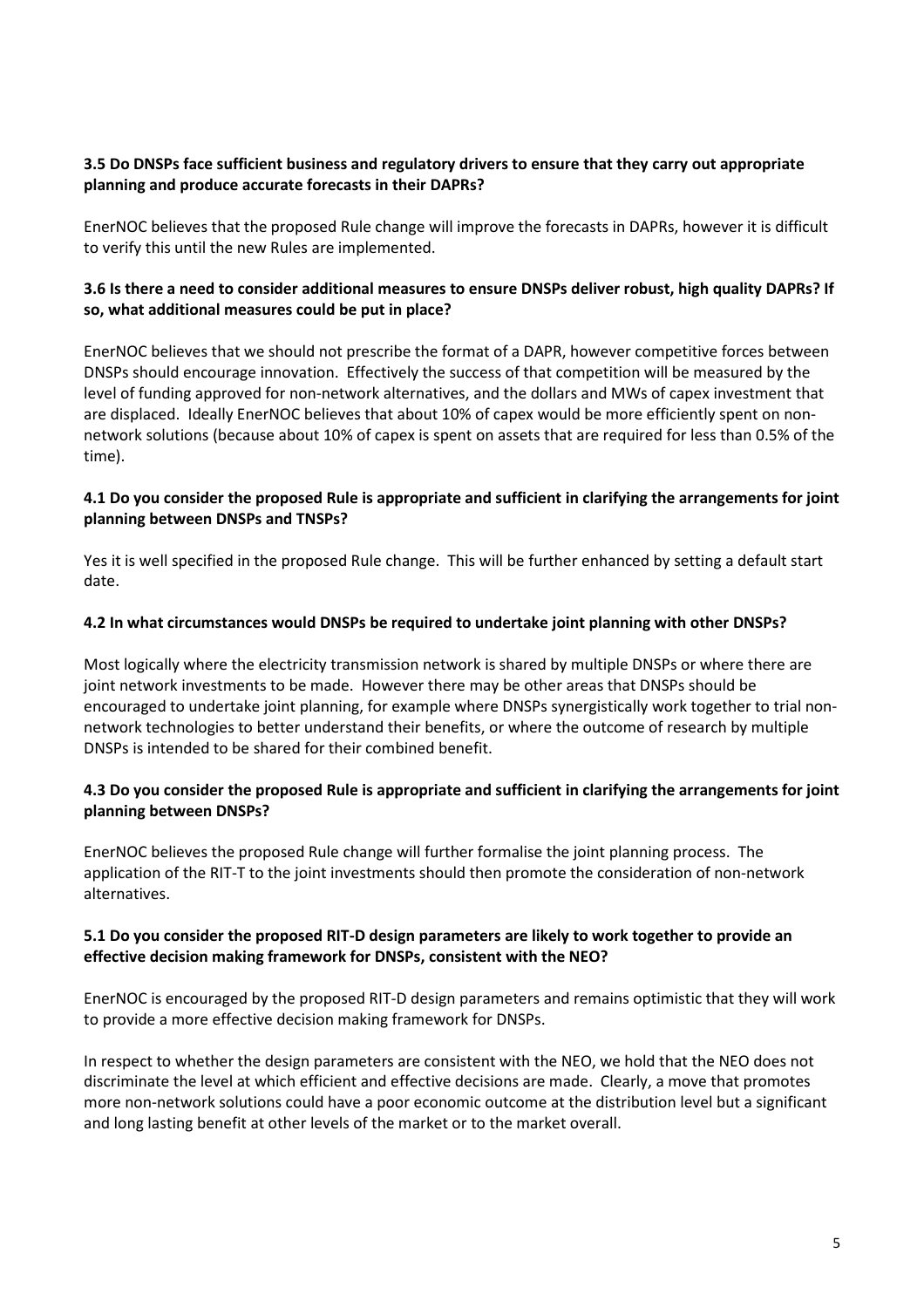**3.5 Do DNSPs face sufficient business and regulatory drivers to ensure that they carry out appropriate planning and produce accurate forecasts in their DAPRs?**

EnerNOC believes that the proposed Rule change will improve the forecasts in DAPRs, however it is difficult to verify this until the new Rules are implemented.

**3.6 Is there a need to consider additional measures to ensure DNSPs deliver robust, high quality DAPRs? If so, what additional measures could be put in place?**

EnerNOC believes that we should not prescribe the format of a DAPR, however competitive forces between DNSPs should encourage innovation. Effectively the success of that competition will be measured by the level of funding approved for non-network alternatives, and the dollars and MWs of capex investment that are displaced. Ideally EnerNOC believes that about 10% of capex would be more efficiently spent on non-network solutions (because about 10% of capex is spent on assets that are required for less than 0.5% of the time).

**4.1 Do you consider the proposed Rule is appropriate and sufficient in clarifying the arrangements for joint planning between DNSPs and TNSPs?**

Yes it is well specified in the proposed Rule change. This will be further enhanced by setting a default start date.

**4.2 In what circumstances would DNSPs be required to undertake joint planning with other DNSPs?**

Most logically where the electricity transmission network is shared by multiple DNSPs or where there are joint network investments to be made. However there may be other areas that DNSPs should be encouraged to undertake joint planning, for example where DNSPs synergistically work together to trial non-network technologies to better understand their benefits, or where the outcome of research by multiple DNSPs is intended to be shared for their combined benefit.

**4.3 Do you consider the proposed Rule is appropriate and sufficient in clarifying the arrangements for joint planning between DNSPs?**

EnerNOC believes the proposed Rule change will further formalise the joint planning process. The application of the RIT-T to the joint investments should then promote the consideration of non-network alternatives.

**5.1 Do you consider the proposed RIT-D design parameters are likely to work together to provide an effective decision making framework for DNSPs, consistent with the NEO?**

EnerNOC is encouraged by the proposed RIT-D design parameters and remains optimistic that they will work to provide a more effective decision making framework for DNSPs.

In respect to whether the design parameters are consistent with the NEO, we hold that the NEO does not discriminate the level at which efficient and effective decisions are made. Clearly, a move that promotes more non-network solutions could have a poor economic outcome at the distribution level but a significant and long lasting benefit at other levels of the market or to the market overall.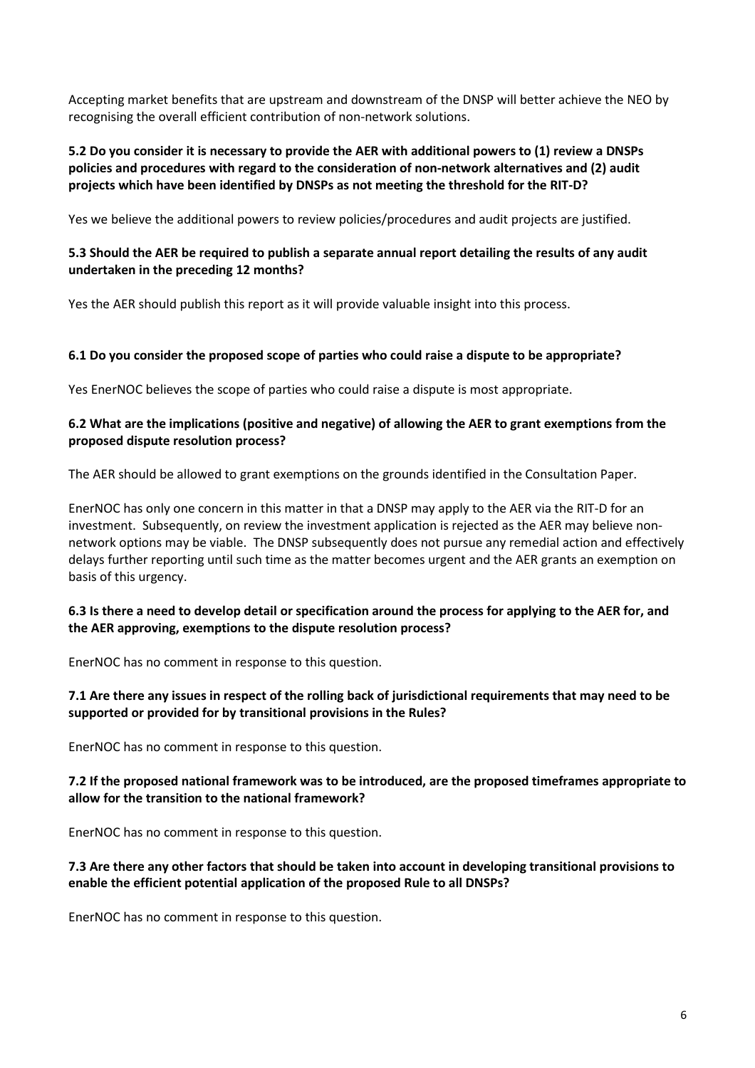Accepting market benefits that are upstream and downstream of the DNSP will better achieve the NEO by recognising the overall efficient contribution of non-network solutions.

**5.2 Do you consider it is necessary to provide the AER with additional powers to (1) review a DNSPs policies and procedures with regard to the consideration of non-network alternatives and (2) audit projects which have been identified by DNSPs as not meeting the threshold for the RIT-D?**

Yes we believe the additional powers to review policies/procedures and audit projects are justified.

**5.3 Should the AER be required to publish a separate annual report detailing the results of any audit undertaken in the preceding 12 months?**

Yes the AER should publish this report as it will provide valuable insight into this process.

**6.1 Do you consider the proposed scope of parties who could raise a dispute to be appropriate?**

Yes EnerNOC believes the scope of parties who could raise a dispute is most appropriate.

**6.2 What are the implications (positive and negative) of allowing the AER to grant exemptions from the proposed dispute resolution process?**

The AER should be allowed to grant exemptions on the grounds identified in the Consultation Paper.

EnerNOC has only one concern in this matter in that a DNSP may apply to the AER via the RIT-D for an investment. Subsequently, on review the investment application is rejected as the AER may believe non-network options may be viable. The DNSP subsequently does not pursue any remedial action and effectively delays further reporting until such time as the matter becomes urgent and the AER grants an exemption on basis of this urgency.

**6.3 Is there a need to develop detail or specification around the process for applying to the AER for, and the AER approving, exemptions to the dispute resolution process?**

EnerNOC has no comment in response to this question.

**7.1 Are there any issues in respect of the rolling back of jurisdictional requirements that may need to be supported or provided for by transitional provisions in the Rules?**

EnerNOC has no comment in response to this question.

**7.2 If the proposed national framework was to be introduced, are the proposed timeframes appropriate to allow for the transition to the national framework?**

EnerNOC has no comment in response to this question.

**7.3 Are there any other factors that should be taken into account in developing transitional provisions to enable the efficient potential application of the proposed Rule to all DNSPs?**

EnerNOC has no comment in response to this question.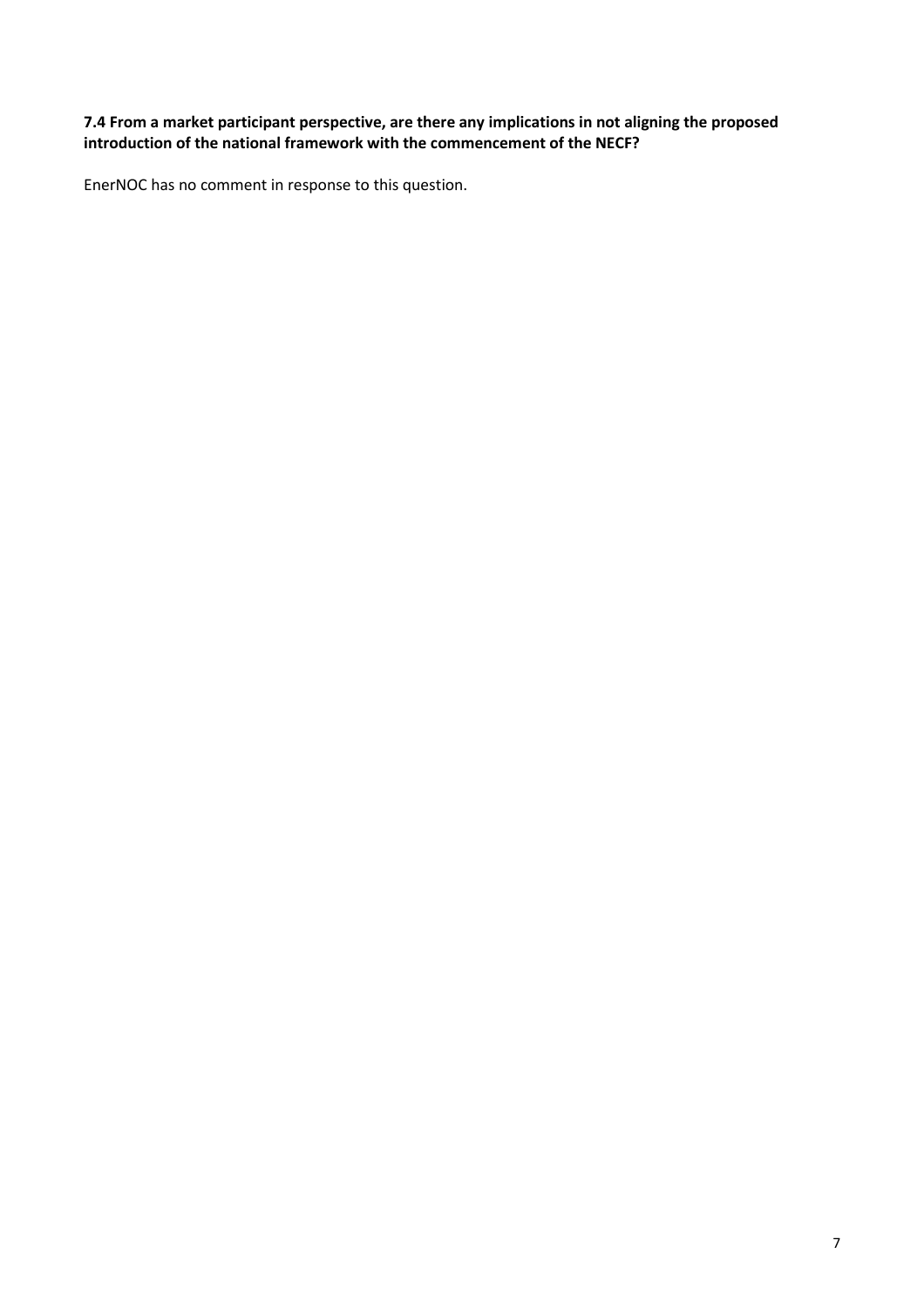**7.4 From a market participant perspective, are there any implications in not aligning the proposed introduction of the national framework with the commencement of the NECF?**

EnerNOC has no comment in response to this question.